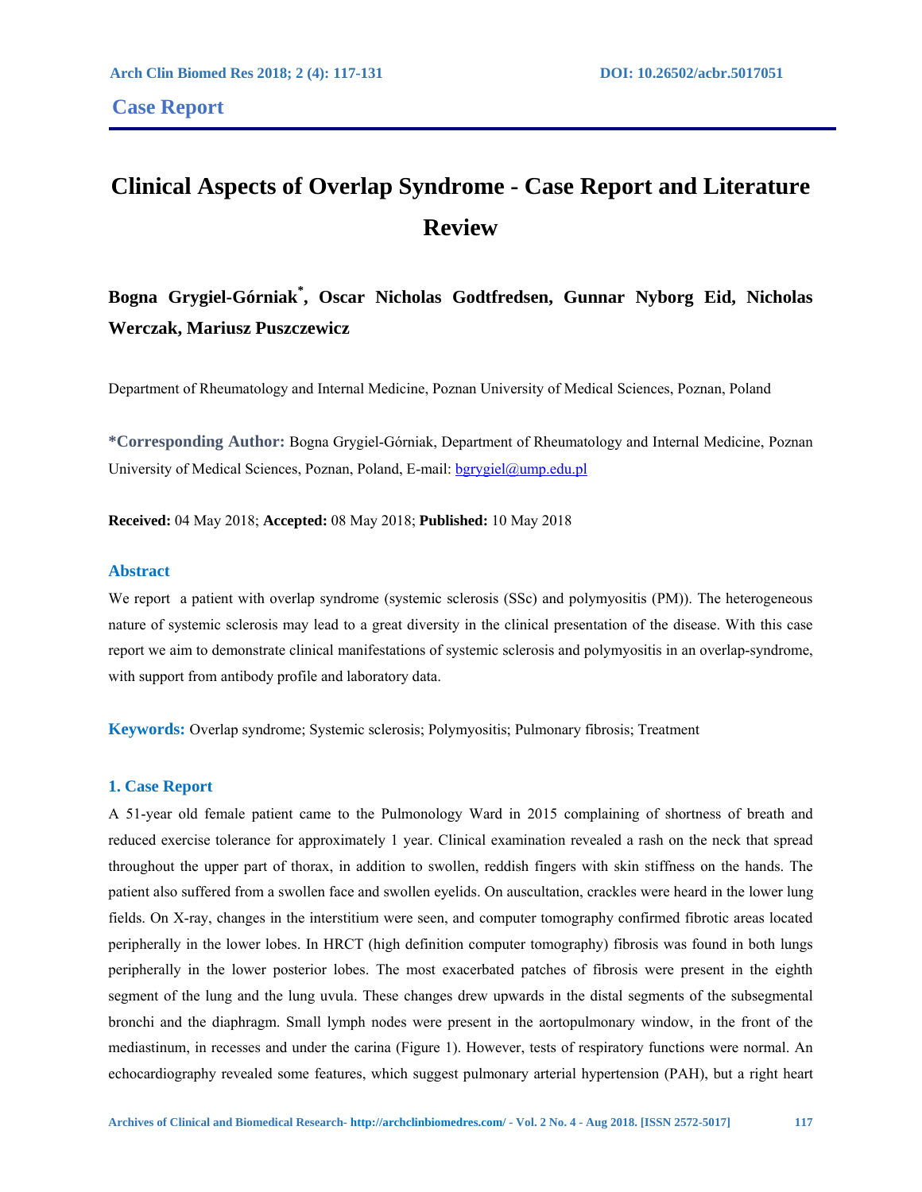## Case Report

# Clinical Aspects of Overlap Syndrome - Case Report and Literature Review

**Bogna Grygiel-Górniak[*], Oscar Nicholas Godtfredsen, Gunnar Nyborg Eid, Nicholas Werczak, Mariusz Puszczewicz**

Department of Rheumatology and Internal Medicine, Poznan University of Medical Sciences, Poznan, Poland

**\*Corresponding Author:** Bogna Grygiel-Górniak, Department of Rheumatology and Internal Medicine, Poznan University of Medical Sciences, Poznan, Poland, E-mail: bgrygiel@ump.edu.pl

**Received:** 04 May 2018; **Accepted:** 08 May 2018; **Published:** 10 May 2018

### Abstract

We report a patient with overlap syndrome (systemic sclerosis (SSc) and polymyositis (PM)). The heterogeneous nature of systemic sclerosis may lead to a great diversity in the clinical presentation of the disease. With this case report we aim to demonstrate clinical manifestations of systemic sclerosis and polymyositis in an overlap-syndrome, with support from antibody profile and laboratory data.

**Keywords:** Overlap syndrome; Systemic sclerosis; Polymyositis; Pulmonary fibrosis; Treatment

## 1. Case Report

A 51-year old female patient came to the Pulmonology Ward in 2015 complaining of shortness of breath and reduced exercise tolerance for approximately 1 year. Clinical examination revealed a rash on the neck that spread throughout the upper part of thorax, in addition to swollen, reddish fingers with skin stiffness on the hands. The patient also suffered from a swollen face and swollen eyelids. On auscultation, crackles were heard in the lower lung fields. On X-ray, changes in the interstitium were seen, and computer tomography confirmed fibrotic areas located peripherally in the lower lobes. In HRCT (high definition computer tomography) fibrosis was found in both lungs peripherally in the lower posterior lobes. The most exacerbated patches of fibrosis were present in the eighth segment of the lung and the lung uvula. These changes drew upwards in the distal segments of the subsegmental bronchi and the diaphragm. Small lymph nodes were present in the aortopulmonary window, in the front of the mediastinum, in recesses and under the carina (Figure 1). However, tests of respiratory functions were normal. An echocardiography revealed some features, which suggest pulmonary arterial hypertension (PAH), but a right heart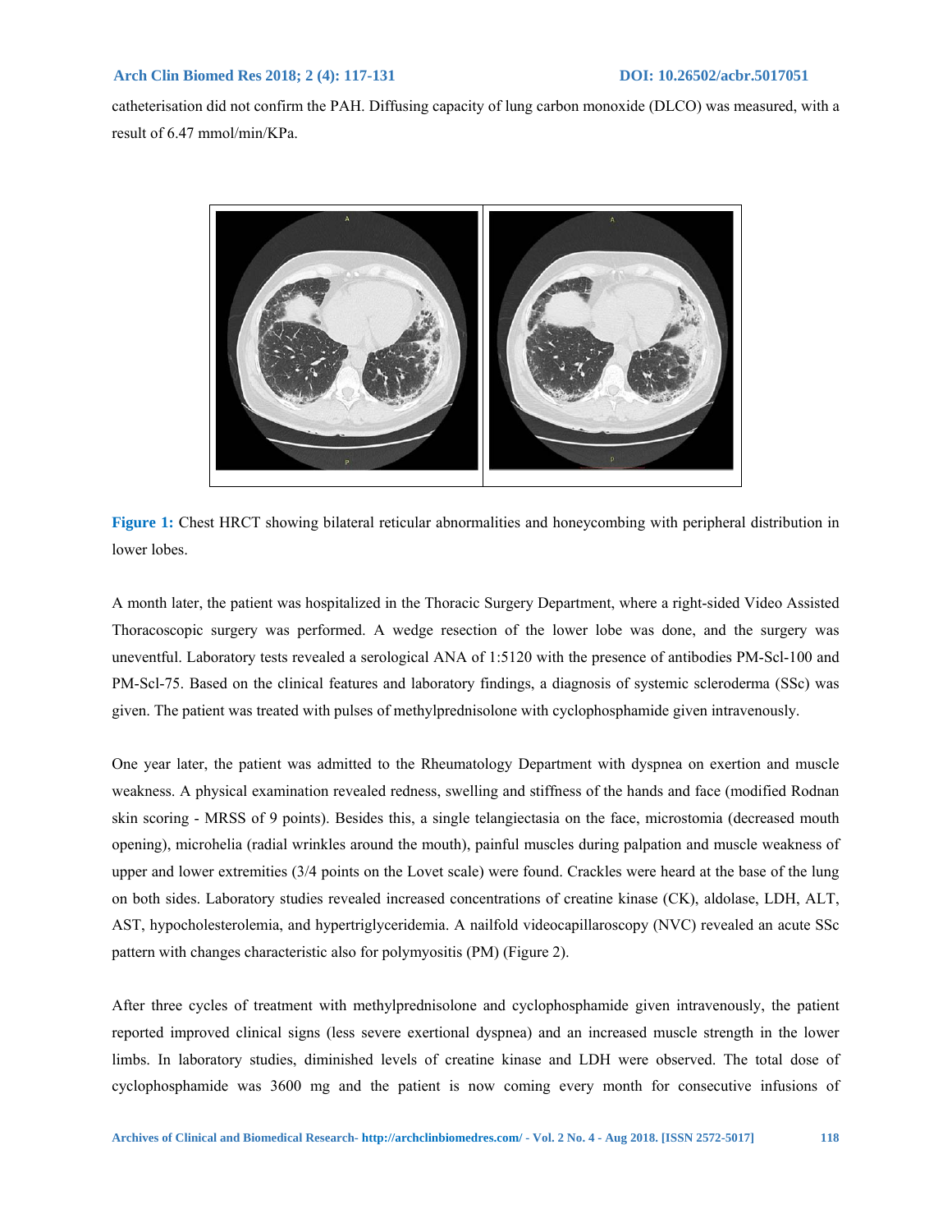catheterisation did not confirm the PAH. Diffusing capacity of lung carbon monoxide (DLCO) was measured, with a result of 6.47 mmol/min/KPa.

**Figure 1:** Chest HRCT showing bilateral reticular abnormalities and honeycombing with peripheral distribution in lower lobes.

A month later, the patient was hospitalized in the Thoracic Surgery Department, where a right-sided Video Assisted Thoracoscopic surgery was performed. A wedge resection of the lower lobe was done, and the surgery was uneventful. Laboratory tests revealed a serological ANA of 1:5120 with the presence of antibodies PM-Scl-100 and PM-Scl-75. Based on the clinical features and laboratory findings, a diagnosis of systemic scleroderma (SSc) was given. The patient was treated with pulses of methylprednisolone with cyclophosphamide given intravenously.

One year later, the patient was admitted to the Rheumatology Department with dyspnea on exertion and muscle weakness. A physical examination revealed redness, swelling and stiffness of the hands and face (modified Rodnan skin scoring - MRSS of 9 points). Besides this, a single telangiectasia on the face, microstomia (decreased mouth opening), microhelia (radial wrinkles around the mouth), painful muscles during palpation and muscle weakness of upper and lower extremities (3/4 points on the Lovet scale) were found. Crackles were heard at the base of the lung on both sides. Laboratory studies revealed increased concentrations of creatine kinase (CK), aldolase, LDH, ALT, AST, hypocholesterolemia, and hypertriglyceridemia. A nailfold videocapillaroscopy (NVC) revealed an acute SSc pattern with changes characteristic also for polymyositis (PM) (Figure 2).

After three cycles of treatment with methylprednisolone and cyclophosphamide given intravenously, the patient reported improved clinical signs (less severe exertional dyspnea) and an increased muscle strength in the lower limbs. In laboratory studies, diminished levels of creatine kinase and LDH were observed. The total dose of cyclophosphamide was 3600 mg and the patient is now coming every month for consecutive infusions of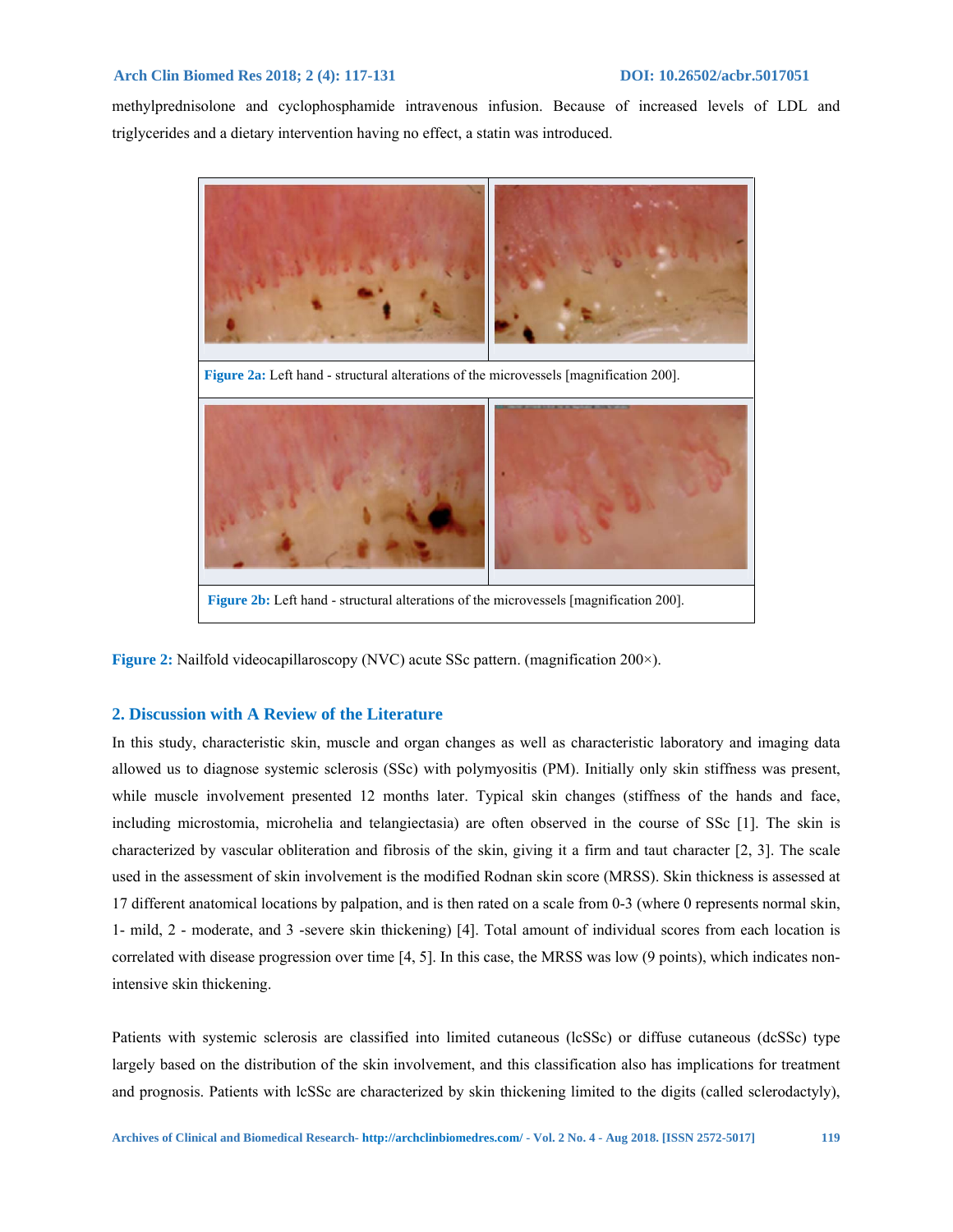methylprednisolone and cyclophosphamide intravenous infusion. Because of increased levels of LDL and triglycerides and a dietary intervention having no effect, a statin was introduced.

**Figure 2a:** Left hand - structural alterations of the microvessels [magnification 200].

**Figure 2b:** Left hand - structural alterations of the microvessels [magnification 200].

**Figure 2:** Nailfold videocapillaroscopy (NVC) acute SSc pattern. (magnification 200×).

## 2. Discussion with A Review of the Literature

In this study, characteristic skin, muscle and organ changes as well as characteristic laboratory and imaging data allowed us to diagnose systemic sclerosis (SSc) with polymyositis (PM). Initially only skin stiffness was present, while muscle involvement presented 12 months later. Typical skin changes (stiffness of the hands and face, including microstomia, microhelia and telangiectasia) are often observed in the course of SSc [1]. The skin is characterized by vascular obliteration and fibrosis of the skin, giving it a firm and taut character [2, 3]. The scale used in the assessment of skin involvement is the modified Rodnan skin score (MRSS). Skin thickness is assessed at 17 different anatomical locations by palpation, and is then rated on a scale from 0-3 (where 0 represents normal skin, 1- mild, 2 - moderate, and 3 -severe skin thickening) [4]. Total amount of individual scores from each location is correlated with disease progression over time [4, 5]. In this case, the MRSS was low (9 points), which indicates non-intensive skin thickening.

Patients with systemic sclerosis are classified into limited cutaneous (lcSSc) or diffuse cutaneous (dcSSc) type largely based on the distribution of the skin involvement, and this classification also has implications for treatment and prognosis. Patients with lcSSc are characterized by skin thickening limited to the digits (called sclerodactyly),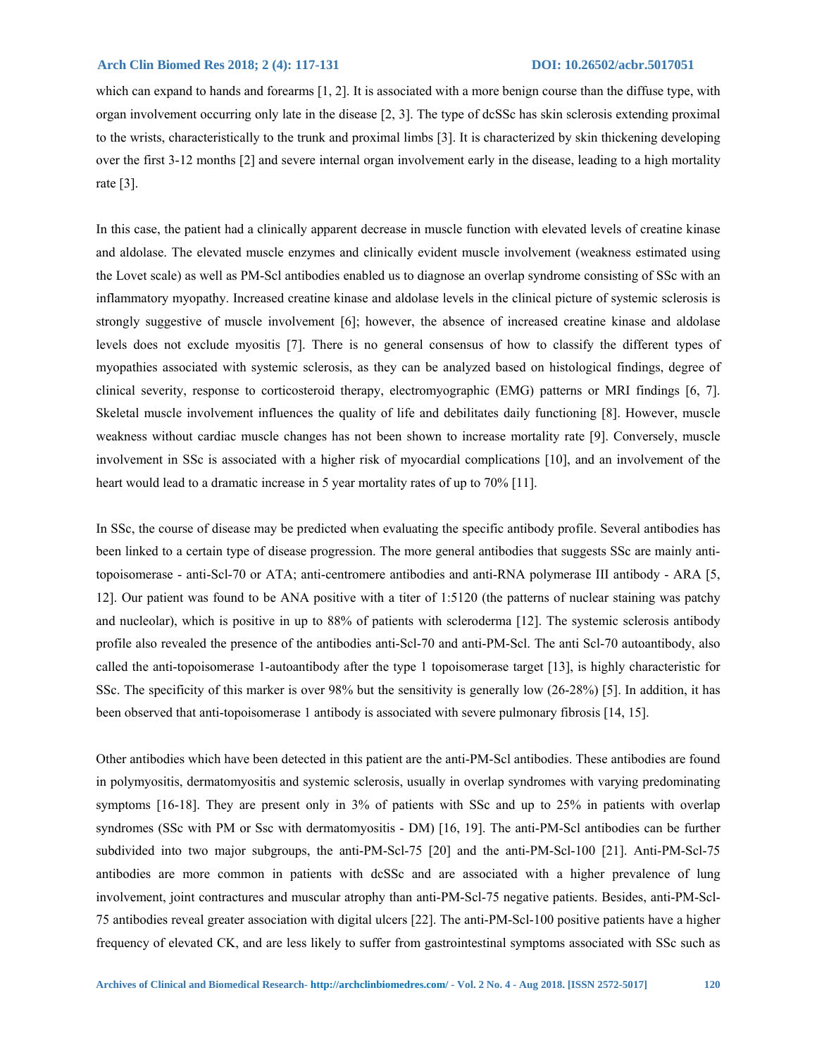which can expand to hands and forearms [1, 2]. It is associated with a more benign course than the diffuse type, with organ involvement occurring only late in the disease [2, 3]. The type of dcSSc has skin sclerosis extending proximal to the wrists, characteristically to the trunk and proximal limbs [3]. It is characterized by skin thickening developing over the first 3-12 months [2] and severe internal organ involvement early in the disease, leading to a high mortality rate [3].

In this case, the patient had a clinically apparent decrease in muscle function with elevated levels of creatine kinase and aldolase. The elevated muscle enzymes and clinically evident muscle involvement (weakness estimated using the Lovet scale) as well as PM-Scl antibodies enabled us to diagnose an overlap syndrome consisting of SSc with an inflammatory myopathy. Increased creatine kinase and aldolase levels in the clinical picture of systemic sclerosis is strongly suggestive of muscle involvement [6]; however, the absence of increased creatine kinase and aldolase levels does not exclude myositis [7]. There is no general consensus of how to classify the different types of myopathies associated with systemic sclerosis, as they can be analyzed based on histological findings, degree of clinical severity, response to corticosteroid therapy, electromyographic (EMG) patterns or MRI findings [6, 7]. Skeletal muscle involvement influences the quality of life and debilitates daily functioning [8]. However, muscle weakness without cardiac muscle changes has not been shown to increase mortality rate [9]. Conversely, muscle involvement in SSc is associated with a higher risk of myocardial complications [10], and an involvement of the heart would lead to a dramatic increase in 5 year mortality rates of up to 70% [11].

In SSc, the course of disease may be predicted when evaluating the specific antibody profile. Several antibodies has been linked to a certain type of disease progression. The more general antibodies that suggests SSc are mainly anti-topoisomerase - anti-Scl-70 or ATA; anti-centromere antibodies and anti-RNA polymerase III antibody - ARA [5, 12]. Our patient was found to be ANA positive with a titer of 1:5120 (the patterns of nuclear staining was patchy and nucleolar), which is positive in up to 88% of patients with scleroderma [12]. The systemic sclerosis antibody profile also revealed the presence of the antibodies anti-Scl-70 and anti-PM-Scl. The anti Scl-70 autoantibody, also called the anti-topoisomerase 1-autoantibody after the type 1 topoisomerase target [13], is highly characteristic for SSc. The specificity of this marker is over 98% but the sensitivity is generally low (26-28%) [5]. In addition, it has been observed that anti-topoisomerase 1 antibody is associated with severe pulmonary fibrosis [14, 15].

Other antibodies which have been detected in this patient are the anti-PM-Scl antibodies. These antibodies are found in polymyositis, dermatomyositis and systemic sclerosis, usually in overlap syndromes with varying predominating symptoms [16-18]. They are present only in 3% of patients with SSc and up to 25% in patients with overlap syndromes (SSc with PM or Ssc with dermatomyositis - DM) [16, 19]. The anti-PM-Scl antibodies can be further subdivided into two major subgroups, the anti-PM-Scl-75 [20] and the anti-PM-Scl-100 [21]. Anti-PM-Scl-75 antibodies are more common in patients with dcSSc and are associated with a higher prevalence of lung involvement, joint contractures and muscular atrophy than anti-PM-Scl-75 negative patients. Besides, anti-PM-Scl-75 antibodies reveal greater association with digital ulcers [22]. The anti-PM-Scl-100 positive patients have a higher frequency of elevated CK, and are less likely to suffer from gastrointestinal symptoms associated with SSc such as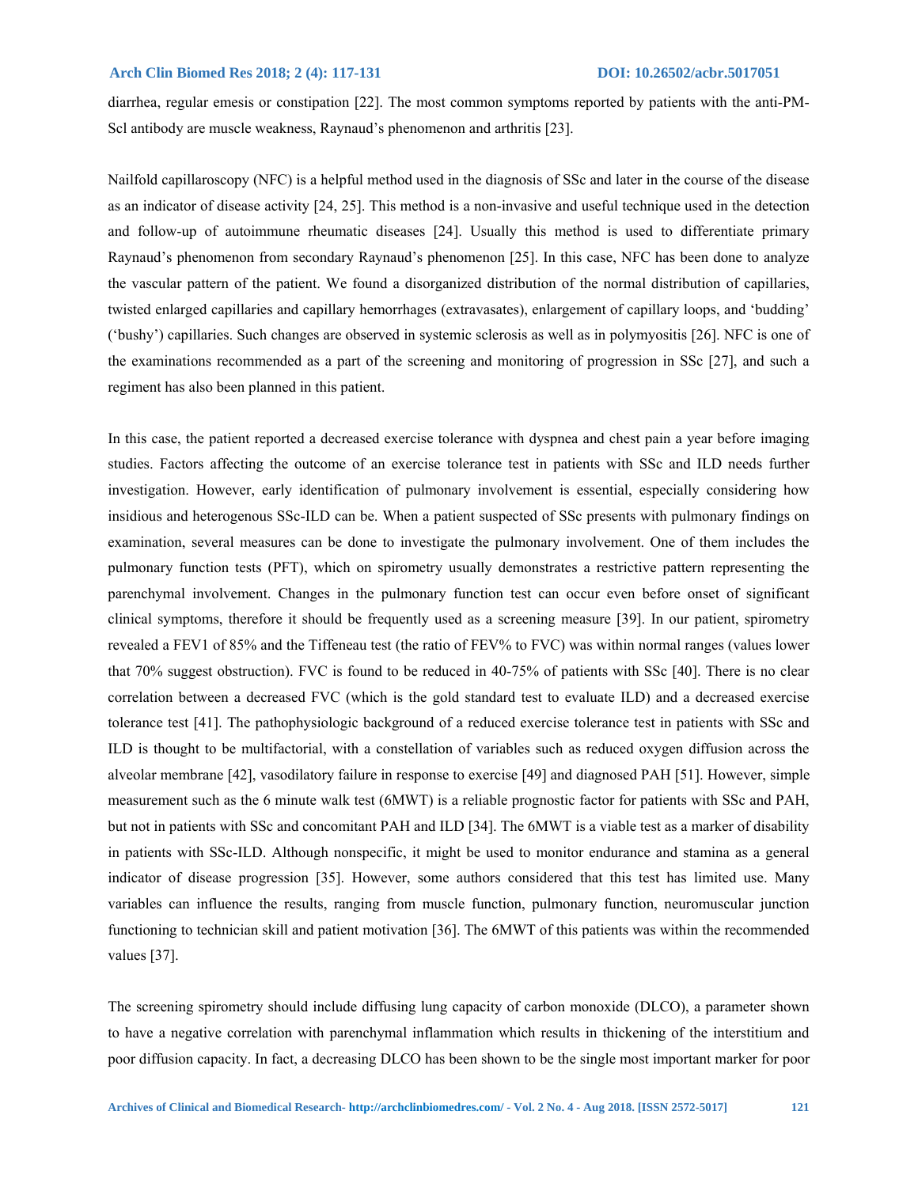diarrhea, regular emesis or constipation [22]. The most common symptoms reported by patients with the anti-PM-Scl antibody are muscle weakness, Raynaud's phenomenon and arthritis [23].

Nailfold capillaroscopy (NFC) is a helpful method used in the diagnosis of SSc and later in the course of the disease as an indicator of disease activity [24, 25]. This method is a non-invasive and useful technique used in the detection and follow-up of autoimmune rheumatic diseases [24]. Usually this method is used to differentiate primary Raynaud's phenomenon from secondary Raynaud's phenomenon [25]. In this case, NFC has been done to analyze the vascular pattern of the patient. We found a disorganized distribution of the normal distribution of capillaries, twisted enlarged capillaries and capillary hemorrhages (extravasates), enlargement of capillary loops, and 'budding' ('bushy') capillaries. Such changes are observed in systemic sclerosis as well as in polymyositis [26]. NFC is one of the examinations recommended as a part of the screening and monitoring of progression in SSc [27], and such a regiment has also been planned in this patient.

In this case, the patient reported a decreased exercise tolerance with dyspnea and chest pain a year before imaging studies. Factors affecting the outcome of an exercise tolerance test in patients with SSc and ILD needs further investigation. However, early identification of pulmonary involvement is essential, especially considering how insidious and heterogenous SSc-ILD can be. When a patient suspected of SSc presents with pulmonary findings on examination, several measures can be done to investigate the pulmonary involvement. One of them includes the pulmonary function tests (PFT), which on spirometry usually demonstrates a restrictive pattern representing the parenchymal involvement. Changes in the pulmonary function test can occur even before onset of significant clinical symptoms, therefore it should be frequently used as a screening measure [39]. In our patient, spirometry revealed a FEV1 of 85% and the Tiffeneau test (the ratio of FEV% to FVC) was within normal ranges (values lower that 70% suggest obstruction). FVC is found to be reduced in 40-75% of patients with SSc [40]. There is no clear correlation between a decreased FVC (which is the gold standard test to evaluate ILD) and a decreased exercise tolerance test [41]. The pathophysiologic background of a reduced exercise tolerance test in patients with SSc and ILD is thought to be multifactorial, with a constellation of variables such as reduced oxygen diffusion across the alveolar membrane [42], vasodilatory failure in response to exercise [49] and diagnosed PAH [51]. However, simple measurement such as the 6 minute walk test (6MWT) is a reliable prognostic factor for patients with SSc and PAH, but not in patients with SSc and concomitant PAH and ILD [34]. The 6MWT is a viable test as a marker of disability in patients with SSc-ILD. Although nonspecific, it might be used to monitor endurance and stamina as a general indicator of disease progression [35]. However, some authors considered that this test has limited use. Many variables can influence the results, ranging from muscle function, pulmonary function, neuromuscular junction functioning to technician skill and patient motivation [36]. The 6MWT of this patients was within the recommended values [37].

The screening spirometry should include diffusing lung capacity of carbon monoxide (DLCO), a parameter shown to have a negative correlation with parenchymal inflammation which results in thickening of the interstitium and poor diffusion capacity. In fact, a decreasing DLCO has been shown to be the single most important marker for poor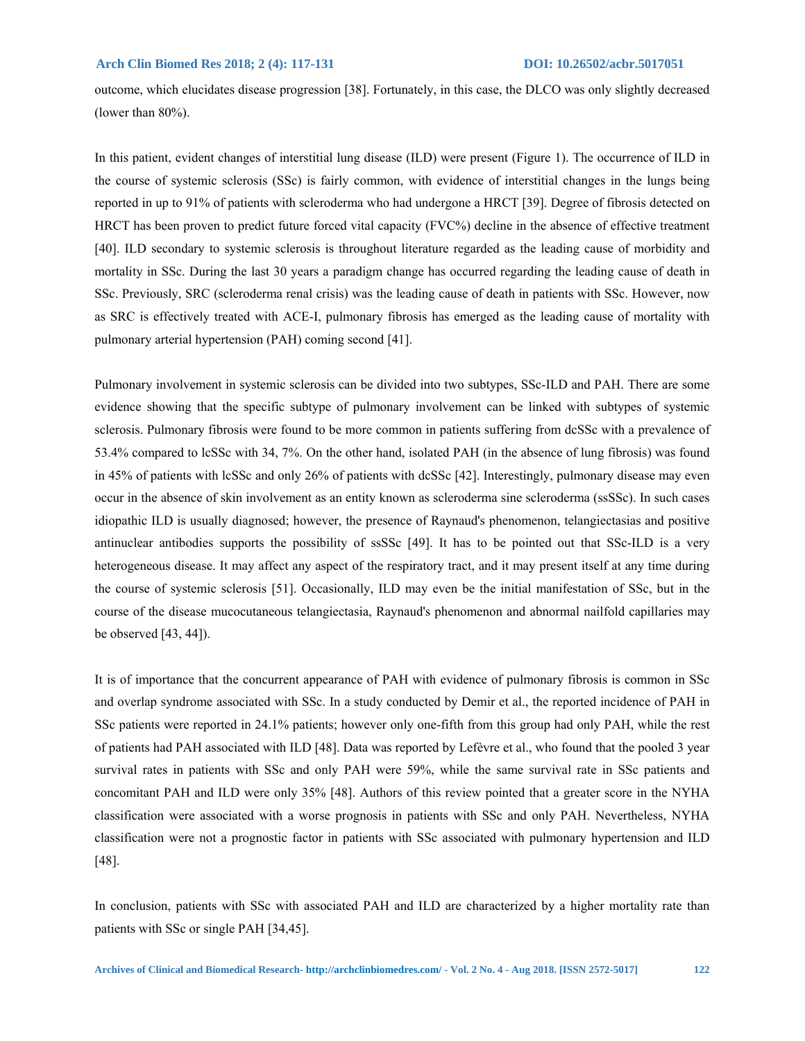outcome, which elucidates disease progression [38]. Fortunately, in this case, the DLCO was only slightly decreased (lower than 80%).

In this patient, evident changes of interstitial lung disease (ILD) were present (Figure 1). The occurrence of ILD in the course of systemic sclerosis (SSc) is fairly common, with evidence of interstitial changes in the lungs being reported in up to 91% of patients with scleroderma who had undergone a HRCT [39]. Degree of fibrosis detected on HRCT has been proven to predict future forced vital capacity (FVC%) decline in the absence of effective treatment [40]. ILD secondary to systemic sclerosis is throughout literature regarded as the leading cause of morbidity and mortality in SSc. During the last 30 years a paradigm change has occurred regarding the leading cause of death in SSc. Previously, SRC (scleroderma renal crisis) was the leading cause of death in patients with SSc. However, now as SRC is effectively treated with ACE-I, pulmonary fibrosis has emerged as the leading cause of mortality with pulmonary arterial hypertension (PAH) coming second [41].

Pulmonary involvement in systemic sclerosis can be divided into two subtypes, SSc-ILD and PAH. There are some evidence showing that the specific subtype of pulmonary involvement can be linked with subtypes of systemic sclerosis. Pulmonary fibrosis were found to be more common in patients suffering from dcSSc with a prevalence of 53.4% compared to lcSSc with 34, 7%. On the other hand, isolated PAH (in the absence of lung fibrosis) was found in 45% of patients with lcSSc and only 26% of patients with dcSSc [42]. Interestingly, pulmonary disease may even occur in the absence of skin involvement as an entity known as scleroderma sine scleroderma (ssSSc). In such cases idiopathic ILD is usually diagnosed; however, the presence of Raynaud's phenomenon, telangiectasias and positive antinuclear antibodies supports the possibility of ssSSc [49]. It has to be pointed out that SSc-ILD is a very heterogeneous disease. It may affect any aspect of the respiratory tract, and it may present itself at any time during the course of systemic sclerosis [51]. Occasionally, ILD may even be the initial manifestation of SSc, but in the course of the disease mucocutaneous telangiectasia, Raynaud's phenomenon and abnormal nailfold capillaries may be observed [43, 44]).

It is of importance that the concurrent appearance of PAH with evidence of pulmonary fibrosis is common in SSc and overlap syndrome associated with SSc. In a study conducted by Demir et al., the reported incidence of PAH in SSc patients were reported in 24.1% patients; however only one-fifth from this group had only PAH, while the rest of patients had PAH associated with ILD [48]. Data was reported by Lefèvre et al., who found that the pooled 3 year survival rates in patients with SSc and only PAH were 59%, while the same survival rate in SSc patients and concomitant PAH and ILD were only 35% [48]. Authors of this review pointed that a greater score in the NYHA classification were associated with a worse prognosis in patients with SSc and only PAH. Nevertheless, NYHA classification were not a prognostic factor in patients with SSc associated with pulmonary hypertension and ILD [48].

In conclusion, patients with SSc with associated PAH and ILD are characterized by a higher mortality rate than patients with SSc or single PAH [34,45].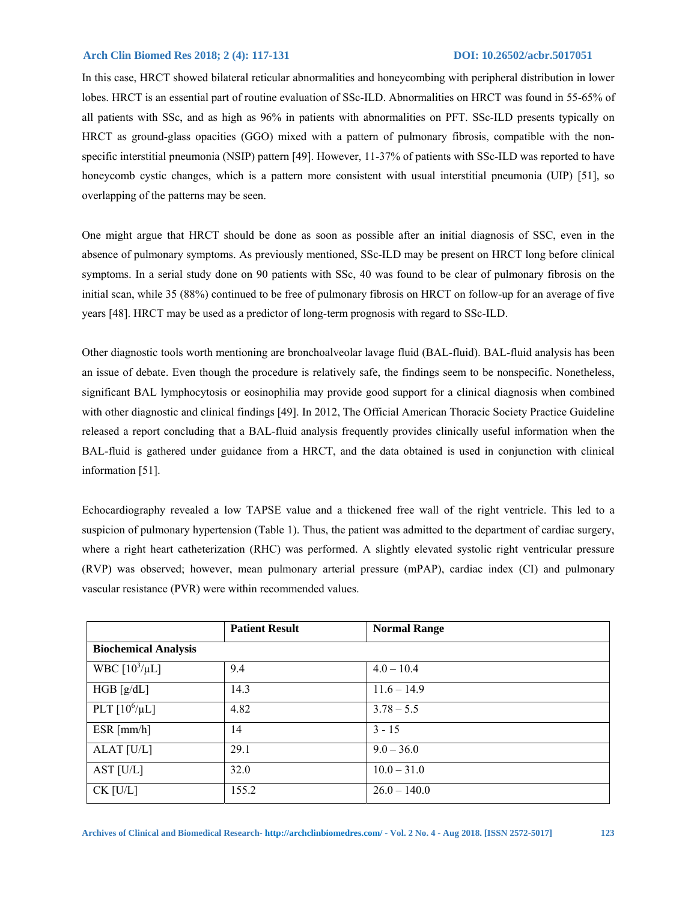In this case, HRCT showed bilateral reticular abnormalities and honeycombing with peripheral distribution in lower lobes. HRCT is an essential part of routine evaluation of SSc-ILD. Abnormalities on HRCT was found in 55-65% of all patients with SSc, and as high as 96% in patients with abnormalities on PFT. SSc-ILD presents typically on HRCT as ground-glass opacities (GGO) mixed with a pattern of pulmonary fibrosis, compatible with the non-specific interstitial pneumonia (NSIP) pattern [49]. However, 11-37% of patients with SSc-ILD was reported to have honeycomb cystic changes, which is a pattern more consistent with usual interstitial pneumonia (UIP) [51], so overlapping of the patterns may be seen.

One might argue that HRCT should be done as soon as possible after an initial diagnosis of SSC, even in the absence of pulmonary symptoms. As previously mentioned, SSc-ILD may be present on HRCT long before clinical symptoms. In a serial study done on 90 patients with SSc, 40 was found to be clear of pulmonary fibrosis on the initial scan, while 35 (88%) continued to be free of pulmonary fibrosis on HRCT on follow-up for an average of five years [48]. HRCT may be used as a predictor of long-term prognosis with regard to SSc-ILD.

Other diagnostic tools worth mentioning are bronchoalveolar lavage fluid (BAL-fluid). BAL-fluid analysis has been an issue of debate. Even though the procedure is relatively safe, the findings seem to be nonspecific. Nonetheless, significant BAL lymphocytosis or eosinophilia may provide good support for a clinical diagnosis when combined with other diagnostic and clinical findings [49]. In 2012, The Official American Thoracic Society Practice Guideline released a report concluding that a BAL-fluid analysis frequently provides clinically useful information when the BAL-fluid is gathered under guidance from a HRCT, and the data obtained is used in conjunction with clinical information [51].

Echocardiography revealed a low TAPSE value and a thickened free wall of the right ventricle. This led to a suspicion of pulmonary hypertension (Table 1). Thus, the patient was admitted to the department of cardiac surgery, where a right heart catheterization (RHC) was performed. A slightly elevated systolic right ventricular pressure (RVP) was observed; however, mean pulmonary arterial pressure (mPAP), cardiac index (CI) and pulmonary vascular resistance (PVR) were within recommended values.

| | Patient Result | Normal Range |
|---|---|---|
| **Biochemical Analysis** | | |
| WBC [$10^3$/μL] | 9.4 | 4.0 – 10.4 |
| HGB [g/dL] | 14.3 | 11.6 – 14.9 |
| PLT [$10^6$/μL] | 4.82 | 3.78 – 5.5 |
| ESR [mm/h] | 14 | 3 - 15 |
| ALAT [U/L] | 29.1 | 9.0 – 36.0 |
| AST [U/L] | 32.0 | 10.0 – 31.0 |
| CK [U/L] | 155.2 | 26.0 – 140.0 |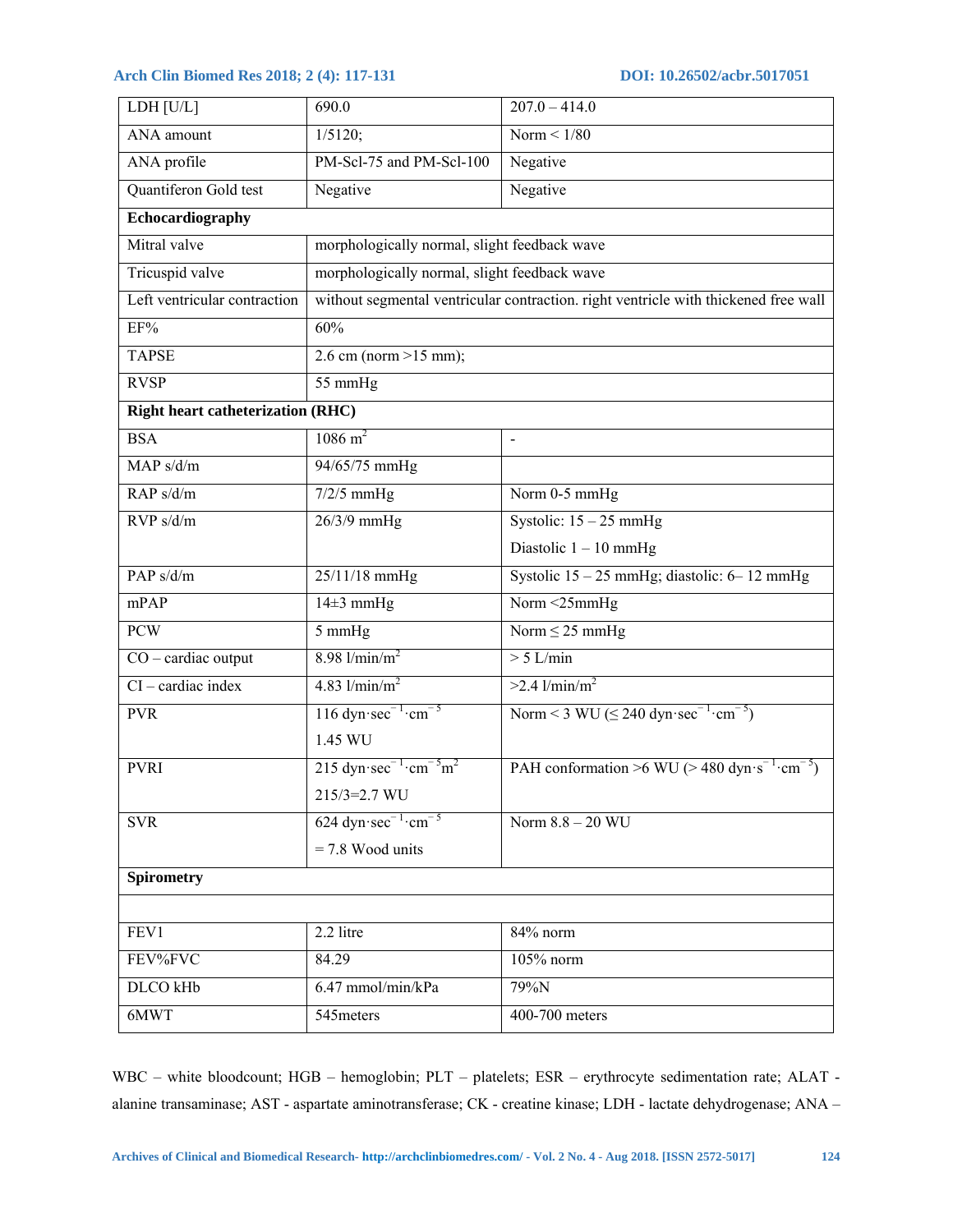| LDH [U/L] | 690.0 | 207.0 – 414.0 |
|---|---|---|
| ANA amount | 1/5120; | Norm < 1/80 |
| ANA profile | PM-Scl-75 and PM-Scl-100 | Negative |
| Quantiferon Gold test | Negative | Negative |
| **Echocardiography** | | |
| Mitral valve | morphologically normal, slight feedback wave | |
| Tricuspid valve | morphologically normal, slight feedback wave | |
| Left ventricular contraction | without segmental ventricular contraction. right ventricle with thickened free wall | |
| EF% | 60% | |
| TAPSE | 2.6 cm (norm >15 mm); | |
| RVSP | 55 mmHg | |
| **Right heart catheterization (RHC)** | | |
| BSA | 1086 $m^2$ | - |
| MAP s/d/m | 94/65/75 mmHg | |
| RAP s/d/m | 7/2/5 mmHg | Norm 0-5 mmHg |
| RVP s/d/m | 26/3/9 mmHg | Systolic: 15 – 25 mmHg<br>Diastolic 1 – 10 mmHg |
| PAP s/d/m | 25/11/18 mmHg | Systolic 15 – 25 mmHg; diastolic: 6– 12 mmHg |
| mPAP | 14±3 mmHg | Norm <25mmHg |
| PCW | 5 mmHg | Norm ≤ 25 mmHg |
| CO – cardiac output | 8.98 $l/min/m^2$ | > 5 L/min |
| CI – cardiac index | 4.83 $l/min/m^2$ | >2.4 $l/min/m^2$ |
| PVR | 116 $dyn \cdot sec^{-1} \cdot cm^{-5}$<br>1.45 WU | Norm < 3 WU (≤ 240 $dyn \cdot sec^{-1} \cdot cm^{-5}$) |
| PVRI | 215 $dyn \cdot sec^{-1} \cdot cm^{-5} m^2$<br>215/3=2.7 WU | PAH conformation >6 WU (> 480 $dyn \cdot s^{-1} \cdot cm^{-5}$) |
| SVR | 624 $dyn \cdot sec^{-1} \cdot cm^{-5}$<br>= 7.8 Wood units | Norm 8.8 – 20 WU |
| **Spirometry** | | |
| | | |
| FEV1 | 2.2 litre | 84% norm |
| FEV%FVC | 84.29 | 105% norm |
| DLCO kHb | 6.47 mmol/min/kPa | 79%N |
| 6MWT | 545meters | 400-700 meters |

WBC – white bloodcount; HGB – hemoglobin; PLT – platelets; ESR – erythrocyte sedimentation rate; ALAT - alanine transaminase; AST - aspartate aminotransferase; CK - creatine kinase; LDH - lactate dehydrogenase; ANA –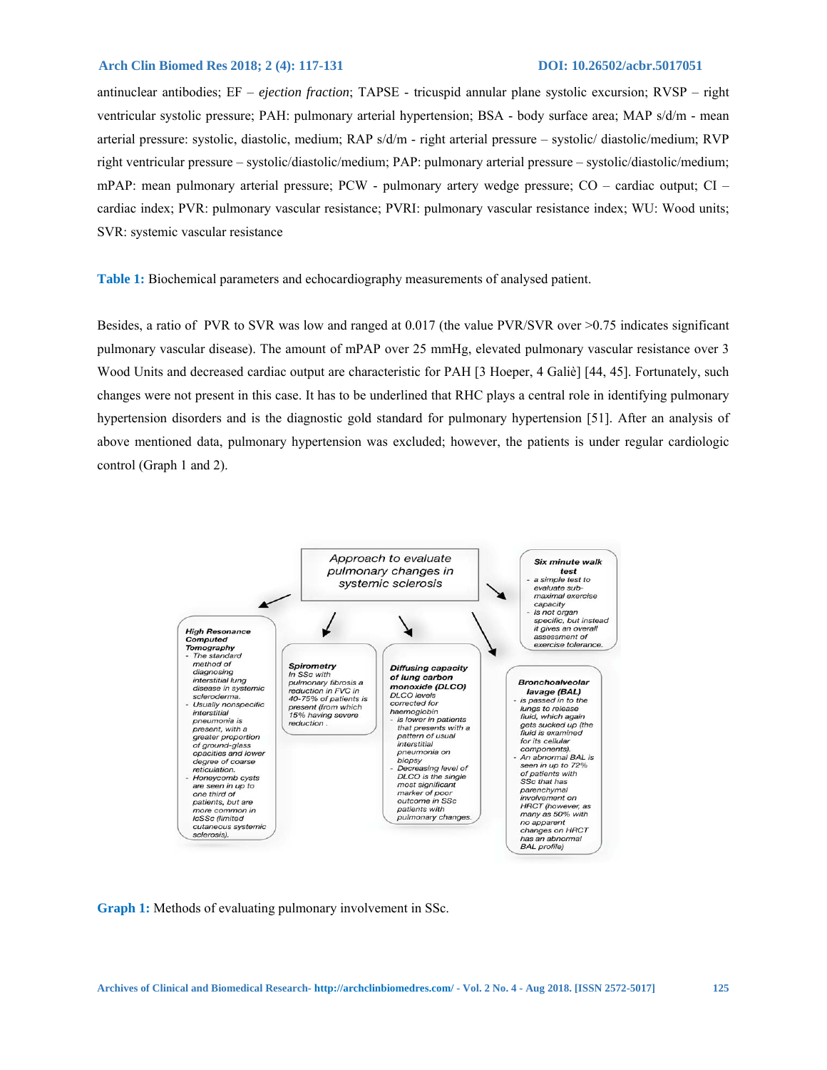antinuclear antibodies; EF – *ejection fraction*; TAPSE - tricuspid annular plane systolic excursion; RVSP – right ventricular systolic pressure; PAH: pulmonary arterial hypertension; BSA - body surface area; MAP s/d/m - mean arterial pressure: systolic, diastolic, medium; RAP s/d/m - right arterial pressure – systolic/ diastolic/medium; RVP right ventricular pressure – systolic/diastolic/medium; PAP: pulmonary arterial pressure – systolic/diastolic/medium; mPAP: mean pulmonary arterial pressure; PCW - pulmonary artery wedge pressure; CO – cardiac output; CI – cardiac index; PVR: pulmonary vascular resistance; PVRI: pulmonary vascular resistance index; WU: Wood units; SVR: systemic vascular resistance

**Table 1:** Biochemical parameters and echocardiography measurements of analysed patient.

Besides, a ratio of PVR to SVR was low and ranged at 0.017 (the value PVR/SVR over >0.75 indicates significant pulmonary vascular disease). The amount of mPAP over 25 mmHg, elevated pulmonary vascular resistance over 3 Wood Units and decreased cardiac output are characteristic for PAH [3 Hoeper, 4 Galiè] [44, 45]. Fortunately, such changes were not present in this case. It has to be underlined that RHC plays a central role in identifying pulmonary hypertension disorders and is the diagnostic gold standard for pulmonary hypertension [51]. After an analysis of above mentioned data, pulmonary hypertension was excluded; however, the patients is under regular cardiologic control (Graph 1 and 2).

Approach to evaluate pulmonary changes in systemic sclerosis

**High Resonance Computed Tomography**
- The standard method of diagnosing interstitial lung disease in systemic scleroderma.
- Usually nonspecific interstitial pneumonia is present, with a greater proportion of ground-glass opacities and lower degree of coarse reticulation.
- Honeycomb cysts are seen in up to one third of patients, but are more common in lcSSc (limited cutaneous systemic sclerosis).

**Spirometry**
In SSc with pulmonary fibrosis a reduction in FVC in 40-75% of patients is present (from which 15% having severe reduction .

**Diffusing capacity of lung carbon monoxide (DLCO)**
DLCO levels corrected for haemoglobin
- is lower in patients that presents with a pattern of usual interstitial pneumonia on biopsy
- Decreasing level of DLCO is the single most significant marker of poor outcome in SSc patients with pulmonary changes.

**Six minute walk test**
- a simple test to evaluate sub-maximal exercise capacity
- is not organ specific, but instead it gives an overall assessment of exercise tolerance.

**Bronchoalveolar lavage (BAL)**
- is passed in to the lungs to release fluid, which again gets sucked up (the fluid is examined for its cellular components).
- An abnormal BAL is seen in up to 72% of patients with SSc that has parenchymal involvement on HRCT (however, as many as 50% with no apparent changes on HRCT has an abnormal BAL profile)

**Graph 1:** Methods of evaluating pulmonary involvement in SSc.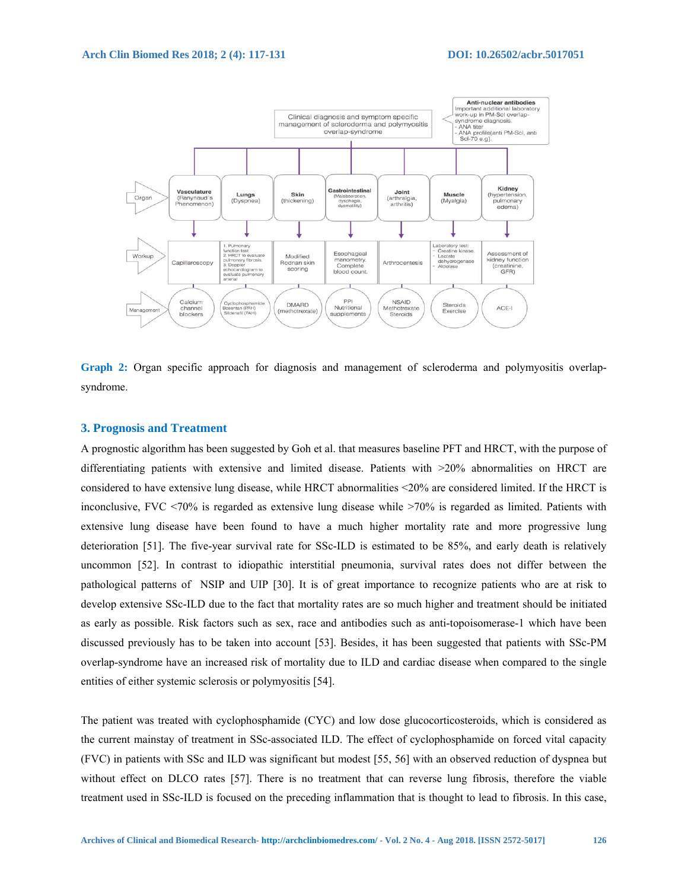**Graph 2:** Organ specific approach for diagnosis and management of scleroderma and polymyositis overlap-syndrome.

## 3. Prognosis and Treatment

A prognostic algorithm has been suggested by Goh et al. that measures baseline PFT and HRCT, with the purpose of differentiating patients with extensive and limited disease. Patients with >20% abnormalities on HRCT are considered to have extensive lung disease, while HRCT abnormalities <20% are considered limited. If the HRCT is inconclusive, FVC <70% is regarded as extensive lung disease while >70% is regarded as limited. Patients with extensive lung disease have been found to have a much higher mortality rate and more progressive lung deterioration [51]. The five-year survival rate for SSc-ILD is estimated to be 85%, and early death is relatively uncommon [52]. In contrast to idiopathic interstitial pneumonia, survival rates does not differ between the pathological patterns of NSIP and UIP [30]. It is of great importance to recognize patients who are at risk to develop extensive SSc-ILD due to the fact that mortality rates are so much higher and treatment should be initiated as early as possible. Risk factors such as sex, race and antibodies such as anti-topoisomerase-1 which have been discussed previously has to be taken into account [53]. Besides, it has been suggested that patients with SSc-PM overlap-syndrome have an increased risk of mortality due to ILD and cardiac disease when compared to the single entities of either systemic sclerosis or polymyositis [54].

The patient was treated with cyclophosphamide (CYC) and low dose glucocorticosteroids, which is considered as the current mainstay of treatment in SSc-associated ILD. The effect of cyclophosphamide on forced vital capacity (FVC) in patients with SSc and ILD was significant but modest [55, 56] with an observed reduction of dyspnea but without effect on DLCO rates [57]. There is no treatment that can reverse lung fibrosis, therefore the viable treatment used in SSc-ILD is focused on the preceding inflammation that is thought to lead to fibrosis. In this case,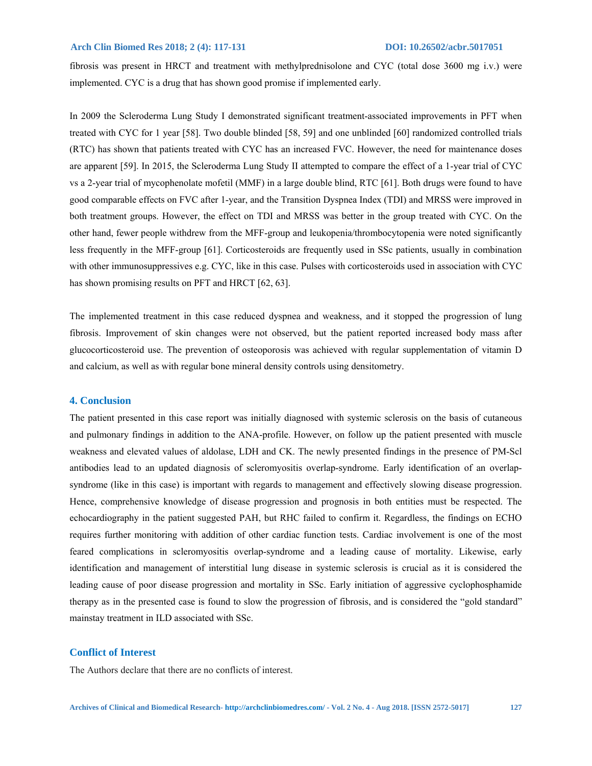fibrosis was present in HRCT and treatment with methylprednisolone and CYC (total dose 3600 mg i.v.) were implemented. CYC is a drug that has shown good promise if implemented early.

In 2009 the Scleroderma Lung Study I demonstrated significant treatment-associated improvements in PFT when treated with CYC for 1 year [58]. Two double blinded [58, 59] and one unblinded [60] randomized controlled trials (RTC) has shown that patients treated with CYC has an increased FVC. However, the need for maintenance doses are apparent [59]. In 2015, the Scleroderma Lung Study II attempted to compare the effect of a 1-year trial of CYC vs a 2-year trial of mycophenolate mofetil (MMF) in a large double blind, RTC [61]. Both drugs were found to have good comparable effects on FVC after 1-year, and the Transition Dyspnea Index (TDI) and MRSS were improved in both treatment groups. However, the effect on TDI and MRSS was better in the group treated with CYC. On the other hand, fewer people withdrew from the MFF-group and leukopenia/thrombocytopenia were noted significantly less frequently in the MFF-group [61]. Corticosteroids are frequently used in SSc patients, usually in combination with other immunosuppressives e.g. CYC, like in this case. Pulses with corticosteroids used in association with CYC has shown promising results on PFT and HRCT [62, 63].

The implemented treatment in this case reduced dyspnea and weakness, and it stopped the progression of lung fibrosis. Improvement of skin changes were not observed, but the patient reported increased body mass after glucocorticosteroid use. The prevention of osteoporosis was achieved with regular supplementation of vitamin D and calcium, as well as with regular bone mineral density controls using densitometry.

## 4. Conclusion

The patient presented in this case report was initially diagnosed with systemic sclerosis on the basis of cutaneous and pulmonary findings in addition to the ANA-profile. However, on follow up the patient presented with muscle weakness and elevated values of aldolase, LDH and CK. The newly presented findings in the presence of PM-Scl antibodies lead to an updated diagnosis of scleromyositis overlap-syndrome. Early identification of an overlap-syndrome (like in this case) is important with regards to management and effectively slowing disease progression. Hence, comprehensive knowledge of disease progression and prognosis in both entities must be respected. The echocardiography in the patient suggested PAH, but RHC failed to confirm it. Regardless, the findings on ECHO requires further monitoring with addition of other cardiac function tests. Cardiac involvement is one of the most feared complications in scleromyositis overlap-syndrome and a leading cause of mortality. Likewise, early identification and management of interstitial lung disease in systemic sclerosis is crucial as it is considered the leading cause of poor disease progression and mortality in SSc. Early initiation of aggressive cyclophosphamide therapy as in the presented case is found to slow the progression of fibrosis, and is considered the "gold standard" mainstay treatment in ILD associated with SSc.

## Conflict of Interest

The Authors declare that there are no conflicts of interest.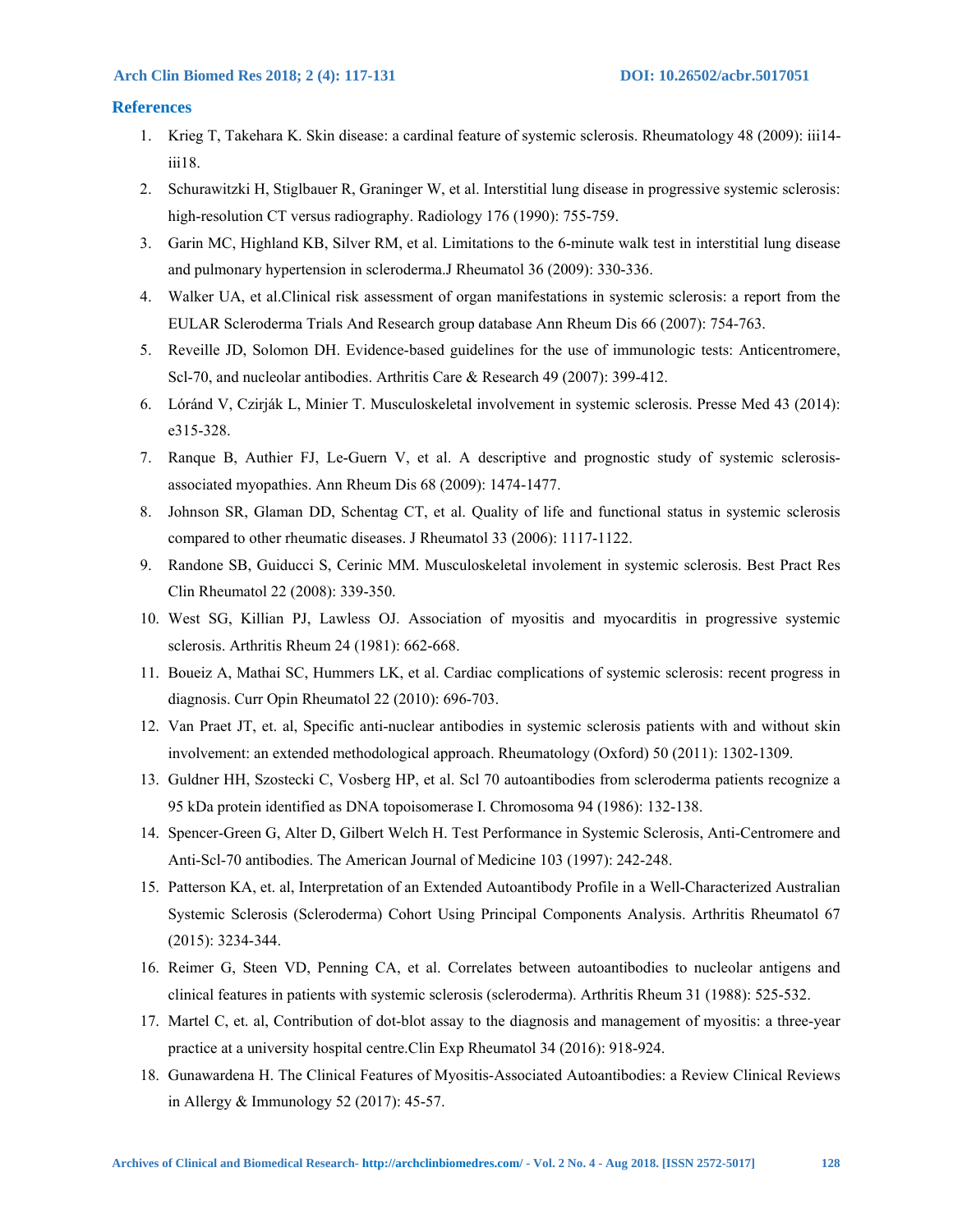## References

1. Krieg T, Takehara K. Skin disease: a cardinal feature of systemic sclerosis. Rheumatology 48 (2009): iii14-iii18.
2. Schurawitzki H, Stiglbauer R, Graninger W, et al. Interstitial lung disease in progressive systemic sclerosis: high-resolution CT versus radiography. Radiology 176 (1990): 755-759.
3. Garin MC, Highland KB, Silver RM, et al. Limitations to the 6-minute walk test in interstitial lung disease and pulmonary hypertension in scleroderma.J Rheumatol 36 (2009): 330-336.
4. Walker UA, et al.Clinical risk assessment of organ manifestations in systemic sclerosis: a report from the EULAR Scleroderma Trials And Research group database Ann Rheum Dis 66 (2007): 754-763.
5. Reveille JD, Solomon DH. Evidence-based guidelines for the use of immunologic tests: Anticentromere, Scl-70, and nucleolar antibodies. Arthritis Care & Research 49 (2007): 399-412.
6. Lóránd V, Czirják L, Minier T. Musculoskeletal involvement in systemic sclerosis. Presse Med 43 (2014): e315-328.
7. Ranque B, Authier FJ, Le-Guern V, et al. A descriptive and prognostic study of systemic sclerosis-associated myopathies. Ann Rheum Dis 68 (2009): 1474-1477.
8. Johnson SR, Glaman DD, Schentag CT, et al. Quality of life and functional status in systemic sclerosis compared to other rheumatic diseases. J Rheumatol 33 (2006): 1117-1122.
9. Randone SB, Guiducci S, Cerinic MM. Musculoskeletal involement in systemic sclerosis. Best Pract Res Clin Rheumatol 22 (2008): 339-350.
10. West SG, Killian PJ, Lawless OJ. Association of myositis and myocarditis in progressive systemic sclerosis. Arthritis Rheum 24 (1981): 662-668.
11. Boueiz A, Mathai SC, Hummers LK, et al. Cardiac complications of systemic sclerosis: recent progress in diagnosis. Curr Opin Rheumatol 22 (2010): 696-703.
12. Van Praet JT, et. al, Specific anti-nuclear antibodies in systemic sclerosis patients with and without skin involvement: an extended methodological approach. Rheumatology (Oxford) 50 (2011): 1302-1309.
13. Guldner HH, Szostecki C, Vosberg HP, et al. Scl 70 autoantibodies from scleroderma patients recognize a 95 kDa protein identified as DNA topoisomerase I. Chromosoma 94 (1986): 132-138.
14. Spencer-Green G, Alter D, Gilbert Welch H. Test Performance in Systemic Sclerosis, Anti-Centromere and Anti-Scl-70 antibodies. The American Journal of Medicine 103 (1997): 242-248.
15. Patterson KA, et. al, Interpretation of an Extended Autoantibody Profile in a Well-Characterized Australian Systemic Sclerosis (Scleroderma) Cohort Using Principal Components Analysis. Arthritis Rheumatol 67 (2015): 3234-344.
16. Reimer G, Steen VD, Penning CA, et al. Correlates between autoantibodies to nucleolar antigens and clinical features in patients with systemic sclerosis (scleroderma). Arthritis Rheum 31 (1988): 525-532.
17. Martel C, et. al, Contribution of dot-blot assay to the diagnosis and management of myositis: a three-year practice at a university hospital centre.Clin Exp Rheumatol 34 (2016): 918-924.
18. Gunawardena H. The Clinical Features of Myositis-Associated Autoantibodies: a Review Clinical Reviews in Allergy & Immunology 52 (2017): 45-57.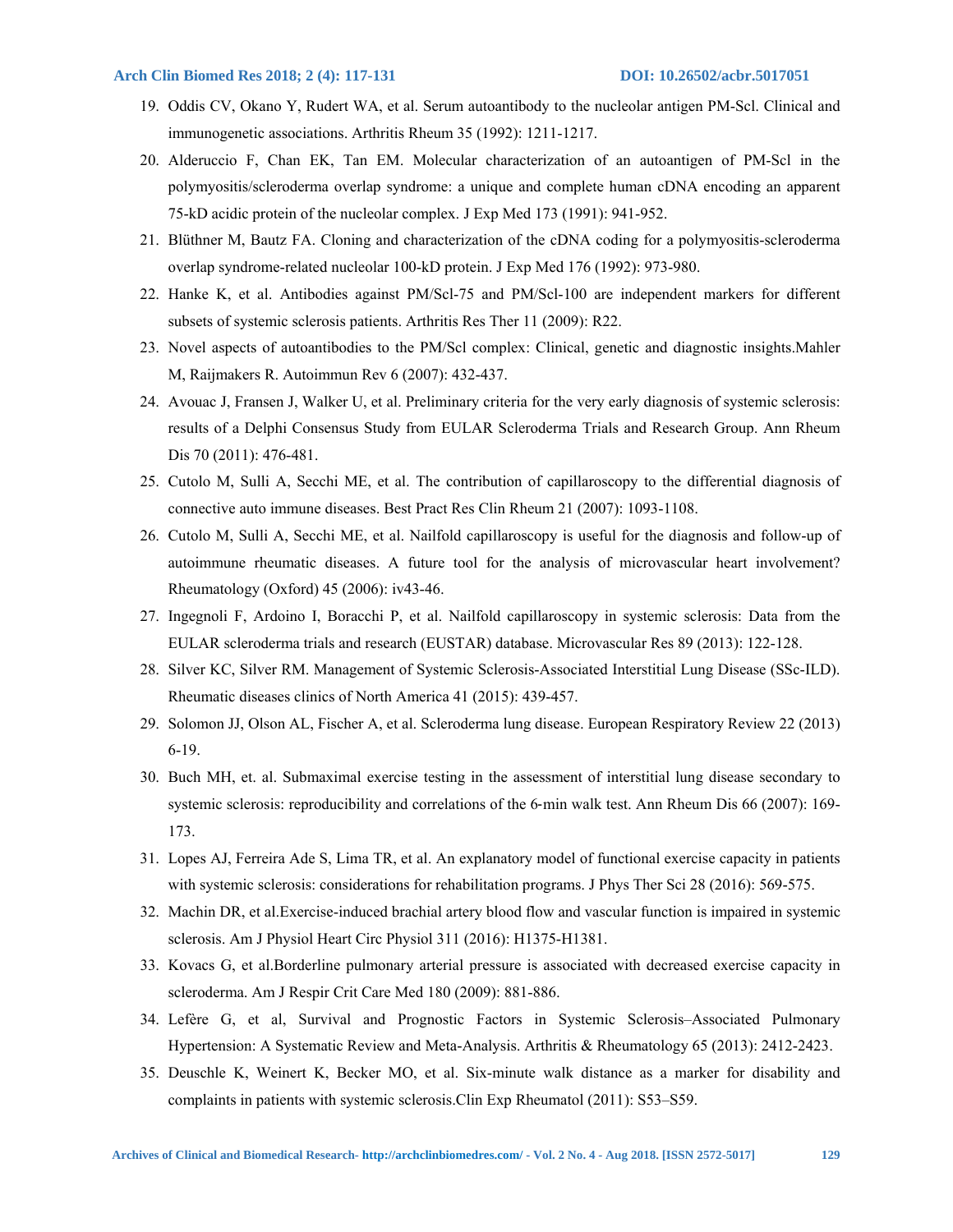19. Oddis CV, Okano Y, Rudert WA, et al. Serum autoantibody to the nucleolar antigen PM-Scl. Clinical and immunogenetic associations. Arthritis Rheum 35 (1992): 1211-1217.
20. Alderuccio F, Chan EK, Tan EM. Molecular characterization of an autoantigen of PM-Scl in the polymyositis/scleroderma overlap syndrome: a unique and complete human cDNA encoding an apparent 75-kD acidic protein of the nucleolar complex. J Exp Med 173 (1991): 941-952.
21. Blüthner M, Bautz FA. Cloning and characterization of the cDNA coding for a polymyositis-scleroderma overlap syndrome-related nucleolar 100-kD protein. J Exp Med 176 (1992): 973-980.
22. Hanke K, et al. Antibodies against PM/Scl-75 and PM/Scl-100 are independent markers for different subsets of systemic sclerosis patients. Arthritis Res Ther 11 (2009): R22.
23. Novel aspects of autoantibodies to the PM/Scl complex: Clinical, genetic and diagnostic insights.Mahler M, Raijmakers R. Autoimmun Rev 6 (2007): 432-437.
24. Avouac J, Fransen J, Walker U, et al. Preliminary criteria for the very early diagnosis of systemic sclerosis: results of a Delphi Consensus Study from EULAR Scleroderma Trials and Research Group. Ann Rheum Dis 70 (2011): 476-481.
25. Cutolo M, Sulli A, Secchi ME, et al. The contribution of capillaroscopy to the differential diagnosis of connective auto immune diseases. Best Pract Res Clin Rheum 21 (2007): 1093-1108.
26. Cutolo M, Sulli A, Secchi ME, et al. Nailfold capillaroscopy is useful for the diagnosis and follow-up of autoimmune rheumatic diseases. A future tool for the analysis of microvascular heart involvement? Rheumatology (Oxford) 45 (2006): iv43-46.
27. Ingegnoli F, Ardoino I, Boracchi P, et al. Nailfold capillaroscopy in systemic sclerosis: Data from the EULAR scleroderma trials and research (EUSTAR) database. Microvascular Res 89 (2013): 122-128.
28. Silver KC, Silver RM. Management of Systemic Sclerosis-Associated Interstitial Lung Disease (SSc-ILD). Rheumatic diseases clinics of North America 41 (2015): 439-457.
29. Solomon JJ, Olson AL, Fischer A, et al. Scleroderma lung disease. European Respiratory Review 22 (2013) 6-19.
30. Buch MH, et. al. Submaximal exercise testing in the assessment of interstitial lung disease secondary to systemic sclerosis: reproducibility and correlations of the 6-min walk test. Ann Rheum Dis 66 (2007): 169-173.
31. Lopes AJ, Ferreira Ade S, Lima TR, et al. An explanatory model of functional exercise capacity in patients with systemic sclerosis: considerations for rehabilitation programs. J Phys Ther Sci 28 (2016): 569-575.
32. Machin DR, et al.Exercise-induced brachial artery blood flow and vascular function is impaired in systemic sclerosis. Am J Physiol Heart Circ Physiol 311 (2016): H1375-H1381.
33. Kovacs G, et al.Borderline pulmonary arterial pressure is associated with decreased exercise capacity in scleroderma. Am J Respir Crit Care Med 180 (2009): 881-886.
34. Lefère G, et al, Survival and Prognostic Factors in Systemic Sclerosis–Associated Pulmonary Hypertension: A Systematic Review and Meta-Analysis. Arthritis & Rheumatology 65 (2013): 2412-2423.
35. Deuschle K, Weinert K, Becker MO, et al. Six-minute walk distance as a marker for disability and complaints in patients with systemic sclerosis.Clin Exp Rheumatol (2011): S53–S59.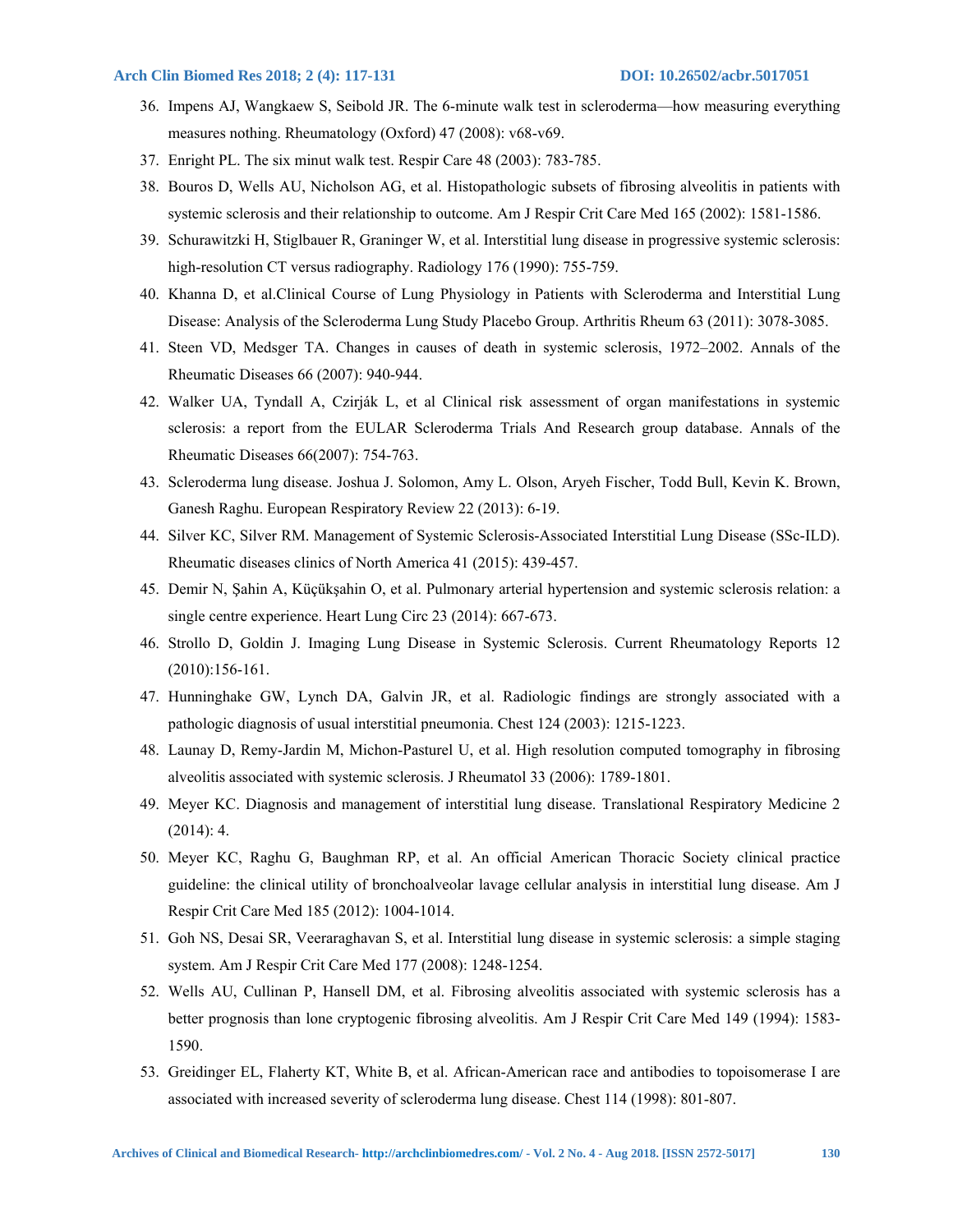36. Impens AJ, Wangkaew S, Seibold JR. The 6-minute walk test in scleroderma—how measuring everything measures nothing. Rheumatology (Oxford) 47 (2008): v68-v69.
37. Enright PL. The six minut walk test. Respir Care 48 (2003): 783-785.
38. Bouros D, Wells AU, Nicholson AG, et al. Histopathologic subsets of fibrosing alveolitis in patients with systemic sclerosis and their relationship to outcome. Am J Respir Crit Care Med 165 (2002): 1581-1586.
39. Schurawitzki H, Stiglbauer R, Graninger W, et al. Interstitial lung disease in progressive systemic sclerosis: high-resolution CT versus radiography. Radiology 176 (1990): 755-759.
40. Khanna D, et al.Clinical Course of Lung Physiology in Patients with Scleroderma and Interstitial Lung Disease: Analysis of the Scleroderma Lung Study Placebo Group. Arthritis Rheum 63 (2011): 3078-3085.
41. Steen VD, Medsger TA. Changes in causes of death in systemic sclerosis, 1972–2002. Annals of the Rheumatic Diseases 66 (2007): 940-944.
42. Walker UA, Tyndall A, Czirják L, et al Clinical risk assessment of organ manifestations in systemic sclerosis: a report from the EULAR Scleroderma Trials And Research group database. Annals of the Rheumatic Diseases 66(2007): 754-763.
43. Scleroderma lung disease. Joshua J. Solomon, Amy L. Olson, Aryeh Fischer, Todd Bull, Kevin K. Brown, Ganesh Raghu. European Respiratory Review 22 (2013): 6-19.
44. Silver KC, Silver RM. Management of Systemic Sclerosis-Associated Interstitial Lung Disease (SSc-ILD). Rheumatic diseases clinics of North America 41 (2015): 439-457.
45. Demir N, Şahin A, Küçükşahin O, et al. Pulmonary arterial hypertension and systemic sclerosis relation: a single centre experience. Heart Lung Circ 23 (2014): 667-673.
46. Strollo D, Goldin J. Imaging Lung Disease in Systemic Sclerosis. Current Rheumatology Reports 12 (2010):156-161.
47. Hunninghake GW, Lynch DA, Galvin JR, et al. Radiologic findings are strongly associated with a pathologic diagnosis of usual interstitial pneumonia. Chest 124 (2003): 1215-1223.
48. Launay D, Remy-Jardin M, Michon-Pasturel U, et al. High resolution computed tomography in fibrosing alveolitis associated with systemic sclerosis. J Rheumatol 33 (2006): 1789-1801.
49. Meyer KC. Diagnosis and management of interstitial lung disease. Translational Respiratory Medicine 2 (2014): 4.
50. Meyer KC, Raghu G, Baughman RP, et al. An official American Thoracic Society clinical practice guideline: the clinical utility of bronchoalveolar lavage cellular analysis in interstitial lung disease. Am J Respir Crit Care Med 185 (2012): 1004-1014.
51. Goh NS, Desai SR, Veeraraghavan S, et al. Interstitial lung disease in systemic sclerosis: a simple staging system. Am J Respir Crit Care Med 177 (2008): 1248-1254.
52. Wells AU, Cullinan P, Hansell DM, et al. Fibrosing alveolitis associated with systemic sclerosis has a better prognosis than lone cryptogenic fibrosing alveolitis. Am J Respir Crit Care Med 149 (1994): 1583-1590.
53. Greidinger EL, Flaherty KT, White B, et al. African-American race and antibodies to topoisomerase I are associated with increased severity of scleroderma lung disease. Chest 114 (1998): 801-807.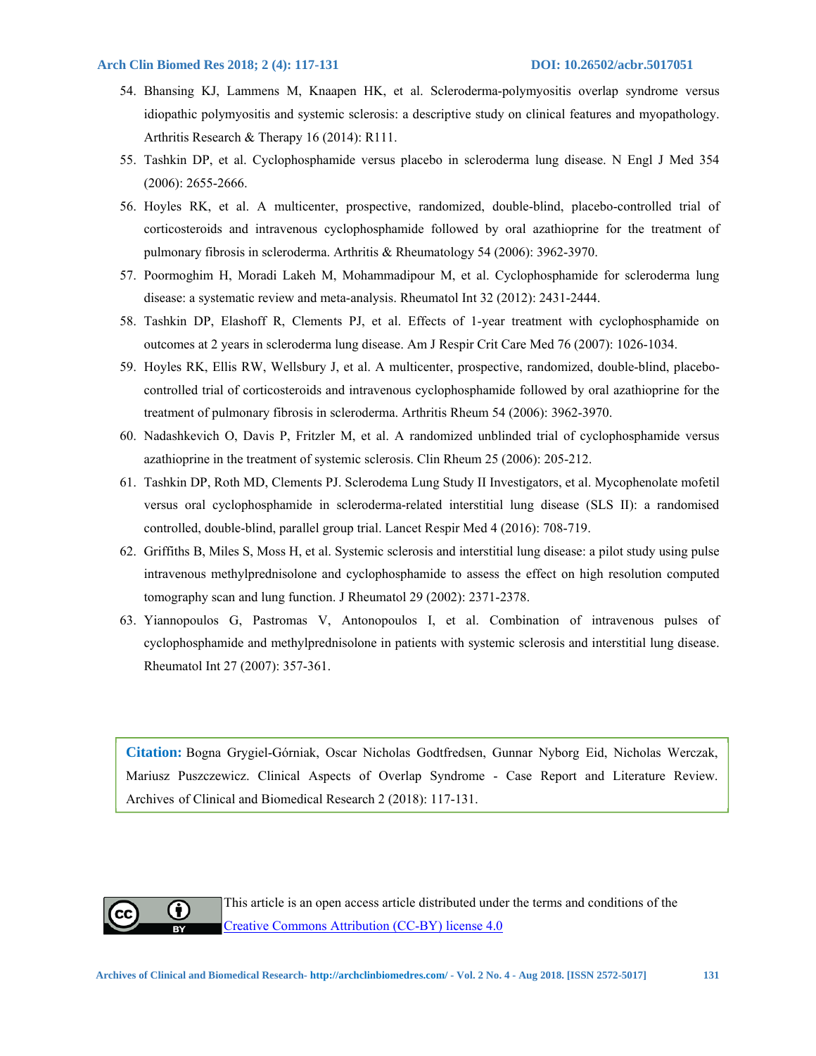54. Bhansing KJ, Lammens M, Knaapen HK, et al. Scleroderma-polymyositis overlap syndrome versus idiopathic polymyositis and systemic sclerosis: a descriptive study on clinical features and myopathology. Arthritis Research & Therapy 16 (2014): R111.
55. Tashkin DP, et al. Cyclophosphamide versus placebo in scleroderma lung disease. N Engl J Med 354 (2006): 2655-2666.
56. Hoyles RK, et al. A multicenter, prospective, randomized, double-blind, placebo-controlled trial of corticosteroids and intravenous cyclophosphamide followed by oral azathioprine for the treatment of pulmonary fibrosis in scleroderma. Arthritis & Rheumatology 54 (2006): 3962-3970.
57. Poormoghim H, Moradi Lakeh M, Mohammadipour M, et al. Cyclophosphamide for scleroderma lung disease: a systematic review and meta-analysis. Rheumatol Int 32 (2012): 2431-2444.
58. Tashkin DP, Elashoff R, Clements PJ, et al. Effects of 1-year treatment with cyclophosphamide on outcomes at 2 years in scleroderma lung disease. Am J Respir Crit Care Med 76 (2007): 1026-1034.
59. Hoyles RK, Ellis RW, Wellsbury J, et al. A multicenter, prospective, randomized, double-blind, placebo-controlled trial of corticosteroids and intravenous cyclophosphamide followed by oral azathioprine for the treatment of pulmonary fibrosis in scleroderma. Arthritis Rheum 54 (2006): 3962-3970.
60. Nadashkevich O, Davis P, Fritzler M, et al. A randomized unblinded trial of cyclophosphamide versus azathioprine in the treatment of systemic sclerosis. Clin Rheum 25 (2006): 205-212.
61. Tashkin DP, Roth MD, Clements PJ. Sclerodema Lung Study II Investigators, et al. Mycophenolate mofetil versus oral cyclophosphamide in scleroderma-related interstitial lung disease (SLS II): a randomised controlled, double-blind, parallel group trial. Lancet Respir Med 4 (2016): 708-719.
62. Griffiths B, Miles S, Moss H, et al. Systemic sclerosis and interstitial lung disease: a pilot study using pulse intravenous methylprednisolone and cyclophosphamide to assess the effect on high resolution computed tomography scan and lung function. J Rheumatol 29 (2002): 2371-2378.
63. Yiannopoulos G, Pastromas V, Antonopoulos I, et al. Combination of intravenous pulses of cyclophosphamide and methylprednisolone in patients with systemic sclerosis and interstitial lung disease. Rheumatol Int 27 (2007): 357-361.

**Citation:** Bogna Grygiel-Górniak, Oscar Nicholas Godtfredsen, Gunnar Nyborg Eid, Nicholas Werczak, Mariusz Puszczewicz. Clinical Aspects of Overlap Syndrome - Case Report and Literature Review. Archives of Clinical and Biomedical Research 2 (2018): 117-131.

This article is an open access article distributed under the terms and conditions of the Creative Commons Attribution (CC-BY) license 4.0